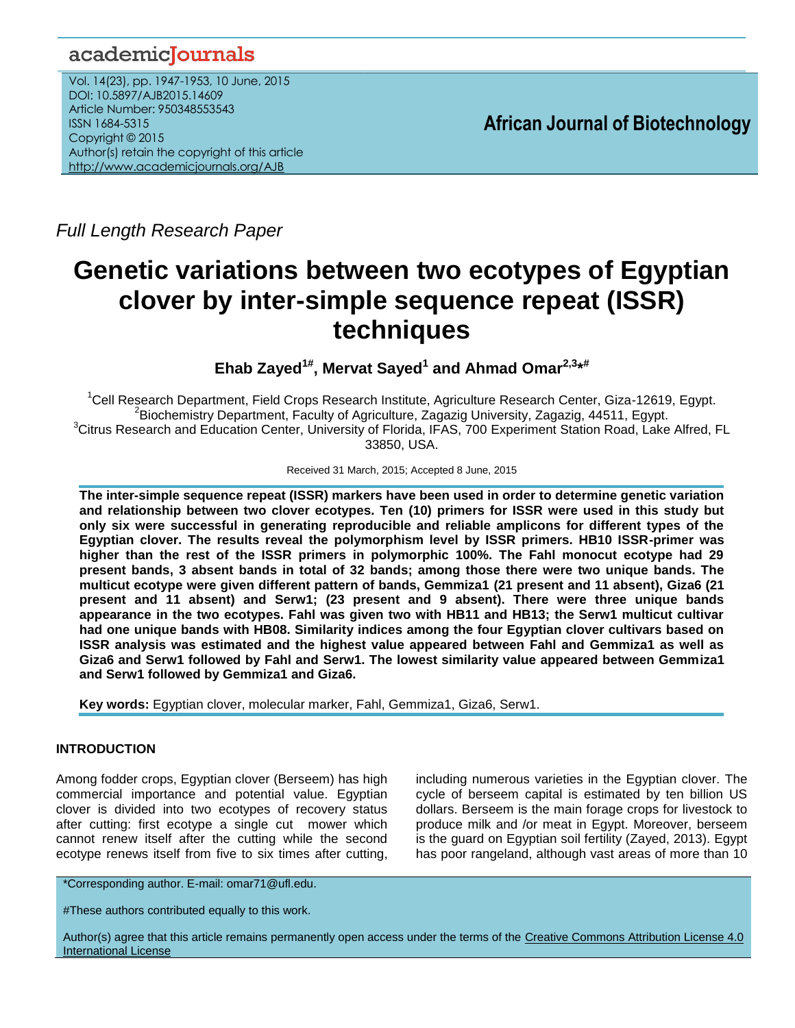Full Length Research Paper

# Genetic variations between two ecotypes of Egyptian clover by inter-simple sequence repeat (ISSR) techniques

**Ehab Zayed[1#], Mervat Sayed[1] and Ahmad Omar[2,3*#]**

[1]Cell Research Department, Field Crops Research Institute, Agriculture Research Center, Giza-12619, Egypt.
[2]Biochemistry Department, Faculty of Agriculture, Zagazig University, Zagazig, 44511, Egypt.
[3]Citrus Research and Education Center, University of Florida, IFAS, 700 Experiment Station Road, Lake Alfred, FL 33850, USA.

Received 31 March, 2015; Accepted 8 June, 2015

**The inter-simple sequence repeat (ISSR) markers have been used in order to determine genetic variation and relationship between two clover ecotypes. Ten (10) primers for ISSR were used in this study but only six were successful in generating reproducible and reliable amplicons for different types of the Egyptian clover. The results reveal the polymorphism level by ISSR primers. HB10 ISSR-primer was higher than the rest of the ISSR primers in polymorphic 100%. The Fahl monocut ecotype had 29 present bands, 3 absent bands in total of 32 bands; among those there were two unique bands. The multicut ecotype were given different pattern of bands, Gemmiza1 (21 present and 11 absent), Giza6 (21 present and 11 absent) and Serw1; (23 present and 9 absent). There were three unique bands appearance in the two ecotypes. Fahl was given two with HB11 and HB13; the Serw1 multicut cultivar had one unique bands with HB08. Similarity indices among the four Egyptian clover cultivars based on ISSR analysis was estimated and the highest value appeared between Fahl and Gemmiza1 as well as Giza6 and Serw1 followed by Fahl and Serw1. The lowest similarity value appeared between Gemmiza1 and Serw1 followed by Gemmiza1 and Giza6.**

**Key words:** Egyptian clover, molecular marker, Fahl, Gemmiza1, Giza6, Serw1.

## INTRODUCTION

Among fodder crops, Egyptian clover (Berseem) has high commercial importance and potential value. Egyptian clover is divided into two ecotypes of recovery status after cutting: first ecotype a single cut mower which cannot renew itself after the cutting while the second ecotype renews itself from five to six times after cutting, including numerous varieties in the Egyptian clover. The cycle of berseem capital is estimated by ten billion US dollars. Berseem is the main forage crops for livestock to produce milk and /or meat in Egypt. Moreover, berseem is the guard on Egyptian soil fertility (Zayed, 2013). Egypt has poor rangeland, although vast areas of more than 10

*Corresponding author. E-mail: omar71@ufl.edu.

#These authors contributed equally to this work.

Author(s) agree that this article remains permanently open access under the terms of the Creative Commons Attribution License 4.0 International License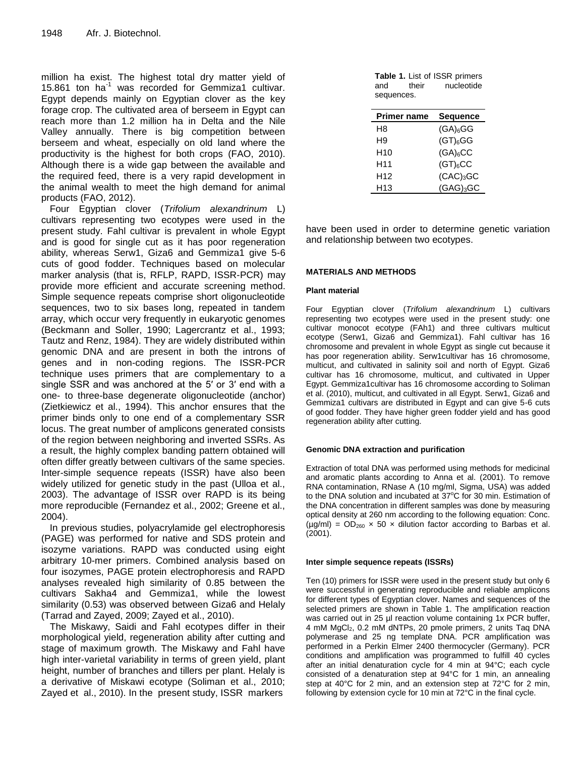million ha exist. The highest total dry matter yield of 15.861 ton ha$^{-1}$ was recorded for Gemmiza1 cultivar. Egypt depends mainly on Egyptian clover as the key forage crop. The cultivated area of berseem in Egypt can reach more than 1.2 million ha in Delta and the Nile Valley annually. There is big competition between berseem and wheat, especially on old land where the productivity is the highest for both crops (FAO, 2010). Although there is a wide gap between the available and the required feed, there is a very rapid development in the animal wealth to meet the high demand for animal products (FAO, 2012).

Four Egyptian clover (*Trifolium alexandrinum* L) cultivars representing two ecotypes were used in the present study. Fahl cultivar is prevalent in whole Egypt and is good for single cut as it has poor regeneration ability, whereas Serw1, Giza6 and Gemmiza1 give 5-6 cuts of good fodder. Techniques based on molecular marker analysis (that is, RFLP, RAPD, ISSR-PCR) may provide more efficient and accurate screening method. Simple sequence repeats comprise short oligonucleotide sequences, two to six bases long, repeated in tandem array, which occur very frequently in eukaryotic genomes (Beckmann and Soller, 1990; Lagercrantz et al., 1993; Tautz and Renz, 1984). They are widely distributed within genomic DNA and are present in both the introns of genes and in non-coding regions. The ISSR-PCR technique uses primers that are complementary to a single SSR and was anchored at the 5′ or 3′ end with a one- to three-base degenerate oligonucleotide (anchor) (Zietkiewicz et al., 1994). This anchor ensures that the primer binds only to one end of a complementary SSR locus. The great number of amplicons generated consists of the region between neighboring and inverted SSRs. As a result, the highly complex banding pattern obtained will often differ greatly between cultivars of the same species. Inter-simple sequence repeats (ISSR) have also been widely utilized for genetic study in the past (Ulloa et al., 2003). The advantage of ISSR over RAPD is its being more reproducible (Fernandez et al., 2002; Greene et al., 2004).

In previous studies, polyacrylamide gel electrophoresis (PAGE) was performed for native and SDS protein and isozyme variations. RAPD was conducted using eight arbitrary 10-mer primers. Combined analysis based on four isozymes, PAGE protein electrophoresis and RAPD analyses revealed high similarity of 0.85 between the cultivars Sakha4 and Gemmiza1, while the lowest similarity (0.53) was observed between Giza6 and Helaly (Tarrad and Zayed, 2009; Zayed et al., 2010).

The Miskawy, Saidi and Fahl ecotypes differ in their morphological yield, regeneration ability after cutting and stage of maximum growth. The Miskawy and Fahl have high inter-varietal variability in terms of green yield, plant height, number of branches and tillers per plant. Helaly is a derivative of Miskawi ecotype (Soliman et al., 2010; Zayed et al., 2010). In the present study, ISSR markers have been used in order to determine genetic variation and relationship between two ecotypes.

**Table 1.** List of ISSR primers and their nucleotide sequences.

| Primer name | Sequence |
|---|---|
| H8 | $(GA)_6GG$ |
| H9 | $(GT)_6GG$ |
| H10 | $(GA)_6CC$ |
| H11 | $(GT)_6CC$ |
| H12 | $(CAC)_3GC$ |
| H13 | $(GAG)_3GC$ |

## MATERIALS AND METHODS

### Plant material

Four Egyptian clover (*Trifolium alexandrinum* L) cultivars representing two ecotypes were used in the present study: one cultivar monocot ecotype (FAh1) and three cultivars multicut ecotype (Serw1, Giza6 and Gemmiza1). Fahl cultivar has 16 chromosome and prevalent in whole Egypt as single cut because it has poor regeneration ability. Serw1cultivar has 16 chromosome, multicut, and cultivated in salinity soil and north of Egypt. Giza6 cultivar has 16 chromosome, multicut, and cultivated in Upper Egypt. Gemmiza1cultivar has 16 chromosome according to Soliman et al. (2010), multicut, and cultivated in all Egypt. Serw1, Giza6 and Gemmiza1 cultivars are distributed in Egypt and can give 5-6 cuts of good fodder. They have higher green fodder yield and has good regeneration ability after cutting.

### Genomic DNA extraction and purification

Extraction of total DNA was performed using methods for medicinal and aromatic plants according to Anna et al. (2001). To remove RNA contamination, RNase A (10 mg/ml, Sigma, USA) was added to the DNA solution and incubated at 37°C for 30 min. Estimation of the DNA concentration in different samples was done by measuring optical density at 260 nm according to the following equation: Conc. (µg/ml) = $OD_{260} \times 50 \times$ dilution factor according to Barbas et al. (2001).

### Inter simple sequence repeats (ISSRs)

Ten (10) primers for ISSR were used in the present study but only 6 were successful in generating reproducible and reliable amplicons for different types of Egyptian clover. Names and sequences of the selected primers are shown in Table 1. The amplification reaction was carried out in 25 µl reaction volume containing 1x PCR buffer, 4 mM $MgCl_2$, 0.2 mM dNTPs, 20 pmole primers, 2 units Taq DNA polymerase and 25 ng template DNA. PCR amplification was performed in a Perkin Elmer 2400 thermocycler (Germany). PCR conditions and amplification was programmed to fulfill 40 cycles after an initial denaturation cycle for 4 min at 94°C; each cycle consisted of a denaturation step at 94°C for 1 min, an annealing step at 40°C for 2 min, and an extension step at 72°C for 2 min, following by extension cycle for 10 min at 72°C in the final cycle.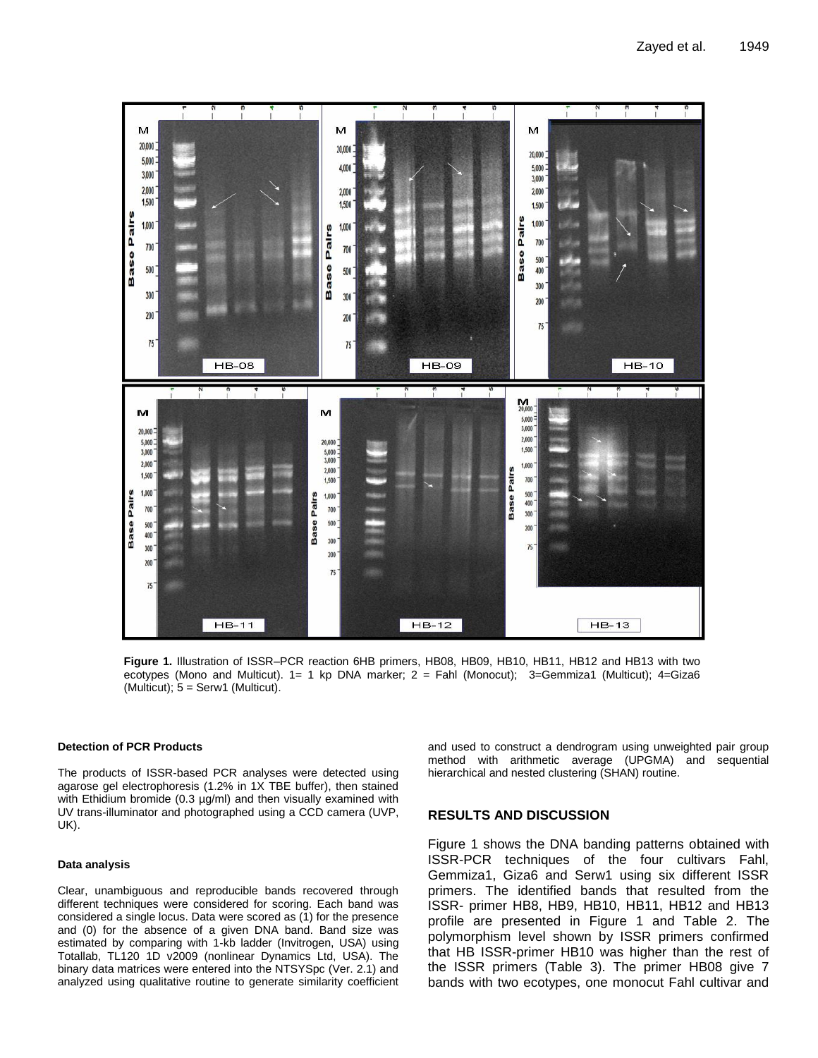**Figure 1.** Illustration of ISSR–PCR reaction 6HB primers, HB08, HB09, HB10, HB11, HB12 and HB13 with two ecotypes (Mono and Multicut). 1= 1 kp DNA marker; 2 = Fahl (Monocut); 3=Gemmiza1 (Multicut); 4=Giza6 (Multicut); 5 = Serw1 (Multicut).

#### Detection of PCR Products

The products of ISSR-based PCR analyses were detected using agarose gel electrophoresis (1.2% in 1X TBE buffer), then stained with Ethidium bromide (0.3 µg/ml) and then visually examined with UV trans-illuminator and photographed using a CCD camera (UVP, UK).

#### Data analysis

Clear, unambiguous and reproducible bands recovered through different techniques were considered for scoring. Each band was considered a single locus. Data were scored as (1) for the presence and (0) for the absence of a given DNA band. Band size was estimated by comparing with 1-kb ladder (Invitrogen, USA) using Totallab, TL120 1D v2009 (nonlinear Dynamics Ltd, USA). The binary data matrices were entered into the NTSYSpc (Ver. 2.1) and analyzed using qualitative routine to generate similarity coefficient and used to construct a dendrogram using unweighted pair group method with arithmetic average (UPGMA) and sequential hierarchical and nested clustering (SHAN) routine.

## RESULTS AND DISCUSSION

Figure 1 shows the DNA banding patterns obtained with ISSR-PCR techniques of the four cultivars Fahl, Gemmiza1, Giza6 and Serw1 using six different ISSR primers. The identified bands that resulted from the ISSR- primer HB8, HB9, HB10, HB11, HB12 and HB13 profile are presented in Figure 1 and Table 2. The polymorphism level shown by ISSR primers confirmed that HB ISSR-primer HB10 was higher than the rest of the ISSR primers (Table 3). The primer HB08 give 7 bands with two ecotypes, one monocut Fahl cultivar and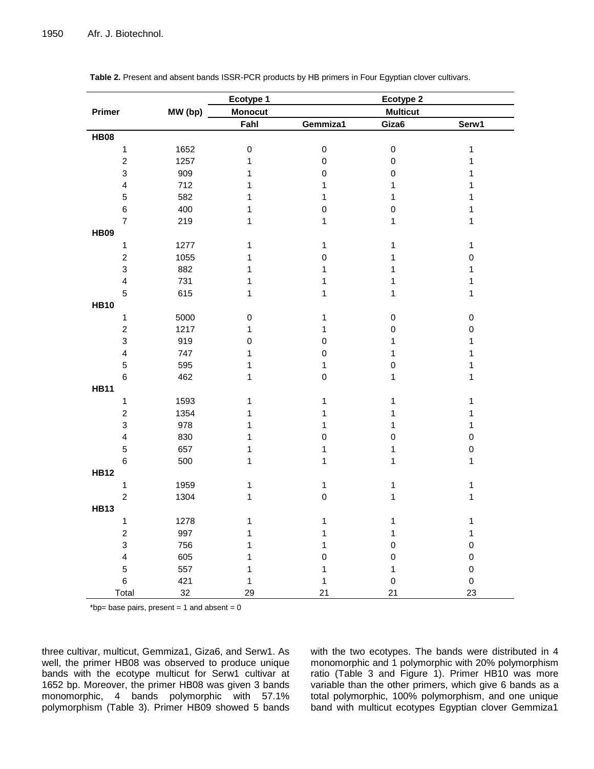**Table 2.** Present and absent bands ISSR-PCR products by HB primers in Four Egyptian clover cultivars.

| Primer | MW (bp) | Ecotype 1 | Ecotype 2 | | |
|---|---|---|---|---|---|
| | | Monocut | Multicut | | |
| | | Fahl | Gemmiza1 | Giza6 | Serw1 |
| **HB08** | | | | | |
| 1 | 1652 | 0 | 0 | 0 | 1 |
| 2 | 1257 | 1 | 0 | 0 | 1 |
| 3 | 909 | 1 | 0 | 0 | 1 |
| 4 | 712 | 1 | 1 | 1 | 1 |
| 5 | 582 | 1 | 1 | 1 | 1 |
| 6 | 400 | 1 | 0 | 0 | 1 |
| 7 | 219 | 1 | 1 | 1 | 1 |
| **HB09** | | | | | |
| 1 | 1277 | 1 | 1 | 1 | 1 |
| 2 | 1055 | 1 | 0 | 1 | 0 |
| 3 | 882 | 1 | 1 | 1 | 1 |
| 4 | 731 | 1 | 1 | 1 | 1 |
| 5 | 615 | 1 | 1 | 1 | 1 |
| **HB10** | | | | | |
| 1 | 5000 | 0 | 1 | 0 | 0 |
| 2 | 1217 | 1 | 1 | 0 | 0 |
| 3 | 919 | 0 | 0 | 1 | 1 |
| 4 | 747 | 1 | 0 | 1 | 1 |
| 5 | 595 | 1 | 1 | 0 | 1 |
| 6 | 462 | 1 | 0 | 1 | 1 |
| **HB11** | | | | | |
| 1 | 1593 | 1 | 1 | 1 | 1 |
| 2 | 1354 | 1 | 1 | 1 | 1 |
| 3 | 978 | 1 | 1 | 1 | 1 |
| 4 | 830 | 1 | 0 | 0 | 0 |
| 5 | 657 | 1 | 1 | 1 | 0 |
| 6 | 500 | 1 | 1 | 1 | 1 |
| **HB12** | | | | | |
| 1 | 1959 | 1 | 1 | 1 | 1 |
| 2 | 1304 | 1 | 0 | 1 | 1 |
| **HB13** | | | | | |
| 1 | 1278 | 1 | 1 | 1 | 1 |
| 2 | 997 | 1 | 1 | 1 | 1 |
| 3 | 756 | 1 | 1 | 0 | 0 |
| 4 | 605 | 1 | 0 | 0 | 0 |
| 5 | 557 | 1 | 1 | 1 | 0 |
| 6 | 421 | 1 | 1 | 0 | 0 |
| Total | 32 | 29 | 21 | 21 | 23 |

*bp= base pairs, present = 1 and absent = 0

three cultivar, multicut, Gemmiza1, Giza6, and Serw1. As well, the primer HB08 was observed to produce unique bands with the ecotype multicut for Serw1 cultivar at 1652 bp. Moreover, the primer HB08 was given 3 bands monomorphic, 4 bands polymorphic with 57.1% polymorphism (Table 3). Primer HB09 showed 5 bands with the two ecotypes. The bands were distributed in 4 monomorphic and 1 polymorphic with 20% polymorphism ratio (Table 3 and Figure 1). Primer HB10 was more variable than the other primers, which give 6 bands as a total polymorphic, 100% polymorphism, and one unique band with multicut ecotypes Egyptian clover Gemmiza1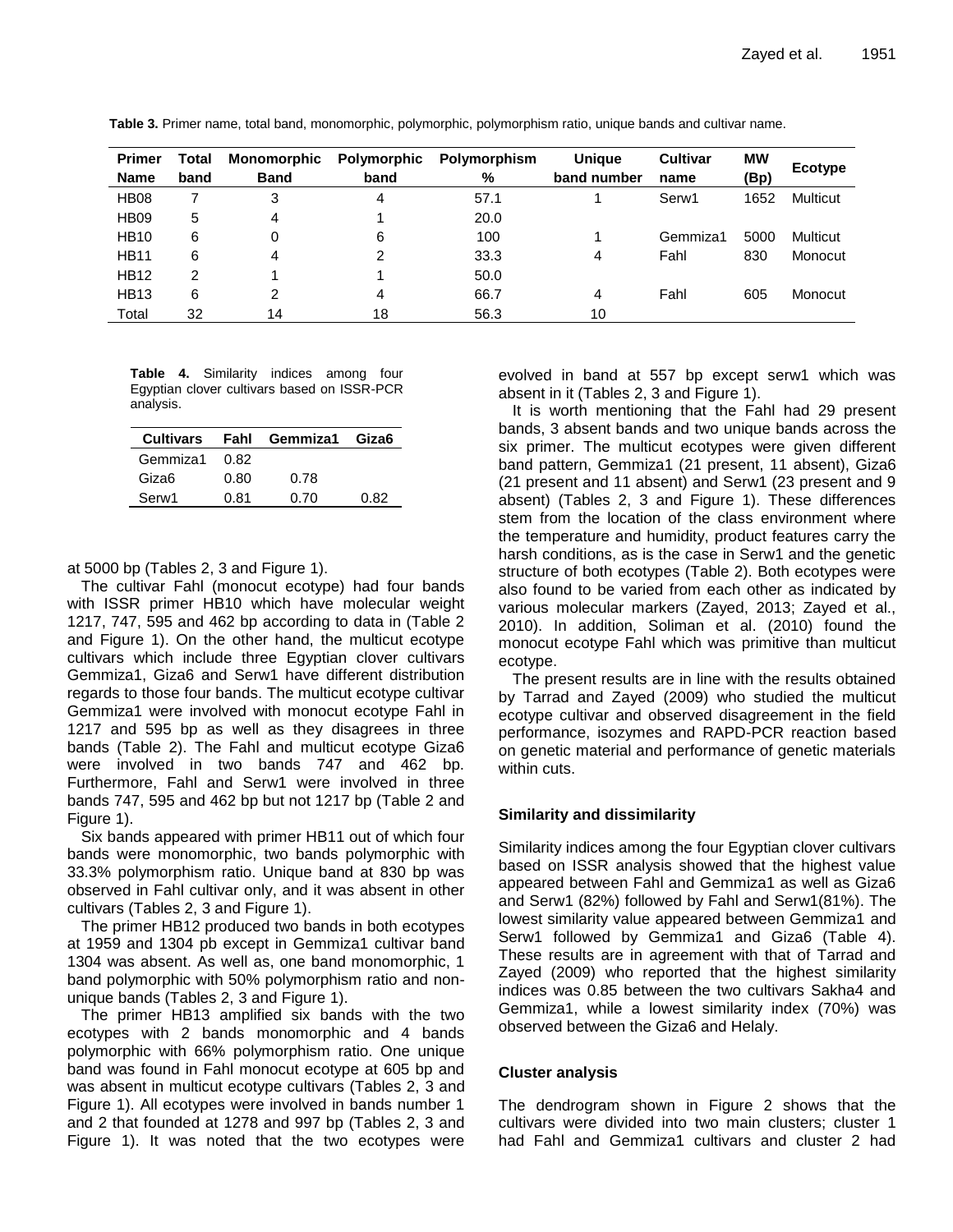**Table 3.** Primer name, total band, monomorphic, polymorphic, polymorphism ratio, unique bands and cultivar name.

| Primer Name | Total band | Monomorphic Band | Polymorphic band | Polymorphism % | Unique band number | Cultivar name | MW (Bp) | Ecotype |
|---|---|---|---|---|---|---|---|---|
| HB08 | 7 | 3 | 4 | 57.1 | 1 | Serw1 | 1652 | Multicut |
| HB09 | 5 | 4 | 1 | 20.0 | | | | |
| HB10 | 6 | 0 | 6 | 100 | 1 | Gemmiza1 | 5000 | Multicut |
| HB11 | 6 | 4 | 2 | 33.3 | 4 | Fahl | 830 | Monocut |
| HB12 | 2 | 1 | 1 | 50.0 | | | | |
| HB13 | 6 | 2 | 4 | 66.7 | 4 | Fahl | 605 | Monocut |
| Total | 32 | 14 | 18 | 56.3 | 10 | | | |

**Table 4.** Similarity indices among four Egyptian clover cultivars based on ISSR-PCR analysis.

| Cultivars | Fahl | Gemmiza1 | Giza6 |
|---|---|---|---|
| Gemmiza1 | 0.82 | | |
| Giza6 | 0.80 | 0.78 | |
| Serw1 | 0.81 | 0.70 | 0.82 |

at 5000 bp (Tables 2, 3 and Figure 1).

The cultivar Fahl (monocut ecotype) had four bands with ISSR primer HB10 which have molecular weight 1217, 747, 595 and 462 bp according to data in (Table 2 and Figure 1). On the other hand, the multicut ecotype cultivars which include three Egyptian clover cultivars Gemmiza1, Giza6 and Serw1 have different distribution regards to those four bands. The multicut ecotype cultivar Gemmiza1 were involved with monocut ecotype Fahl in 1217 and 595 bp as well as they disagrees in three bands (Table 2). The Fahl and multicut ecotype Giza6 were involved in two bands 747 and 462 bp. Furthermore, Fahl and Serw1 were involved in three bands 747, 595 and 462 bp but not 1217 bp (Table 2 and Figure 1).

Six bands appeared with primer HB11 out of which four bands were monomorphic, two bands polymorphic with 33.3% polymorphism ratio. Unique band at 830 bp was observed in Fahl cultivar only, and it was absent in other cultivars (Tables 2, 3 and Figure 1).

The primer HB12 produced two bands in both ecotypes at 1959 and 1304 pb except in Gemmiza1 cultivar band 1304 was absent. As well as, one band monomorphic, 1 band polymorphic with 50% polymorphism ratio and non-unique bands (Tables 2, 3 and Figure 1).

The primer HB13 amplified six bands with the two ecotypes with 2 bands monomorphic and 4 bands polymorphic with 66% polymorphism ratio. One unique band was found in Fahl monocut ecotype at 605 bp and was absent in multicut ecotype cultivars (Tables 2, 3 and Figure 1). All ecotypes were involved in bands number 1 and 2 that founded at 1278 and 997 bp (Tables 2, 3 and Figure 1). It was noted that the two ecotypes were evolved in band at 557 bp except serw1 which was absent in it (Tables 2, 3 and Figure 1).

It is worth mentioning that the Fahl had 29 present bands, 3 absent bands and two unique bands across the six primer. The multicut ecotypes were given different band pattern, Gemmiza1 (21 present, 11 absent), Giza6 (21 present and 11 absent) and Serw1 (23 present and 9 absent) (Tables 2, 3 and Figure 1). These differences stem from the location of the class environment where the temperature and humidity, product features carry the harsh conditions, as is the case in Serw1 and the genetic structure of both ecotypes (Table 2). Both ecotypes were also found to be varied from each other as indicated by various molecular markers (Zayed, 2013; Zayed et al., 2010). In addition, Soliman et al. (2010) found the monocut ecotype Fahl which was primitive than multicut ecotype.

The present results are in line with the results obtained by Tarrad and Zayed (2009) who studied the multicut ecotype cultivar and observed disagreement in the field performance, isozymes and RAPD-PCR reaction based on genetic material and performance of genetic materials within cuts.

### Similarity and dissimilarity

Similarity indices among the four Egyptian clover cultivars based on ISSR analysis showed that the highest value appeared between Fahl and Gemmiza1 as well as Giza6 and Serw1 (82%) followed by Fahl and Serw1(81%). The lowest similarity value appeared between Gemmiza1 and Serw1 followed by Gemmiza1 and Giza6 (Table 4). These results are in agreement with that of Tarrad and Zayed (2009) who reported that the highest similarity indices was 0.85 between the two cultivars Sakha4 and Gemmiza1, while a lowest similarity index (70%) was observed between the Giza6 and Helaly.

### Cluster analysis

The dendrogram shown in Figure 2 shows that the cultivars were divided into two main clusters; cluster 1 had Fahl and Gemmiza1 cultivars and cluster 2 had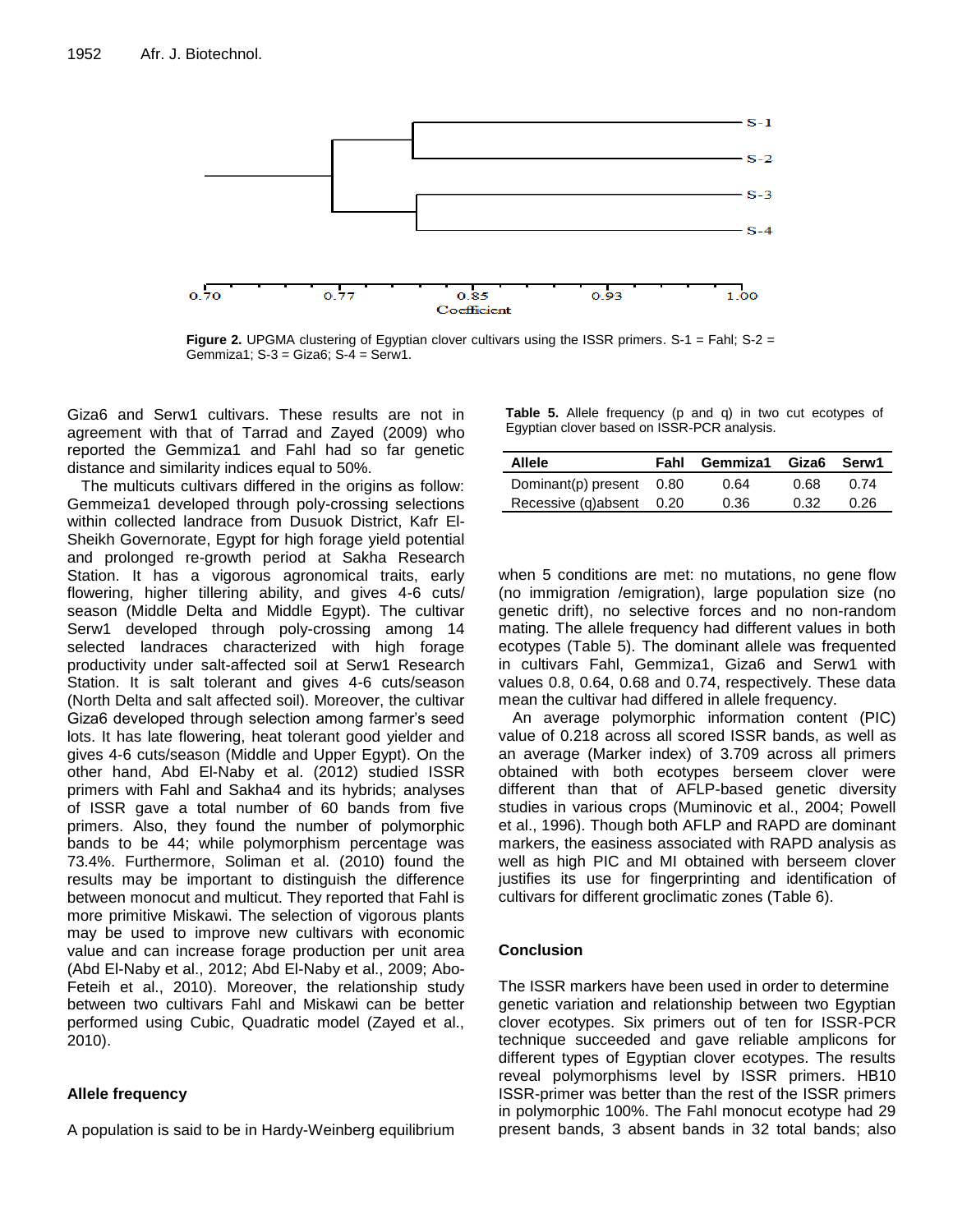Figure 2. UPGMA clustering of Egyptian clover cultivars using the ISSR primers. S-1 = Fahl; S-2 = Gemmiza1; S-3 = Giza6; S-4 = Serw1.

Giza6 and Serw1 cultivars. These results are not in agreement with that of Tarrad and Zayed (2009) who reported the Gemmiza1 and Fahl had so far genetic distance and similarity indices equal to 50%.

The multicuts cultivars differed in the origins as follow: Gemmeiza1 developed through poly-crossing selections within collected landrace from Dusuok District, Kafr El-Sheikh Governorate, Egypt for high forage yield potential and prolonged re-growth period at Sakha Research Station. It has a vigorous agronomical traits, early flowering, higher tillering ability, and gives 4-6 cuts/ season (Middle Delta and Middle Egypt). The cultivar Serw1 developed through poly-crossing among 14 selected landraces characterized with high forage productivity under salt-affected soil at Serw1 Research Station. It is salt tolerant and gives 4-6 cuts/season (North Delta and salt affected soil). Moreover, the cultivar Giza6 developed through selection among farmer's seed lots. It has late flowering, heat tolerant good yielder and gives 4-6 cuts/season (Middle and Upper Egypt). On the other hand, Abd El-Naby et al. (2012) studied ISSR primers with Fahl and Sakha4 and its hybrids; analyses of ISSR gave a total number of 60 bands from five primers. Also, they found the number of polymorphic bands to be 44; while polymorphism percentage was 73.4%. Furthermore, Soliman et al. (2010) found the results may be important to distinguish the difference between monocut and multicut. They reported that Fahl is more primitive Miskawi. The selection of vigorous plants may be used to improve new cultivars with economic value and can increase forage production per unit area (Abd El-Naby et al., 2012; Abd El-Naby et al., 2009; Abo-Feteih et al., 2010). Moreover, the relationship study between two cultivars Fahl and Miskawi can be better performed using Cubic, Quadratic model (Zayed et al., 2010).

## Allele frequency

A population is said to be in Hardy-Weinberg equilibrium when 5 conditions are met: no mutations, no gene flow (no immigration /emigration), large population size (no genetic drift), no selective forces and no non-random mating. The allele frequency had different values in both ecotypes (Table 5). The dominant allele was frequented in cultivars Fahl, Gemmiza1, Giza6 and Serw1 with values 0.8, 0.64, 0.68 and 0.74, respectively. These data mean the cultivar had differed in allele frequency.

**Table 5.** Allele frequency (p and q) in two cut ecotypes of Egyptian clover based on ISSR-PCR analysis.

| Allele | Fahl | Gemmiza1 | Giza6 | Serw1 |
|---|---|---|---|---|
| Dominant(p) present | 0.80 | 0.64 | 0.68 | 0.74 |
| Recessive (q)absent | 0.20 | 0.36 | 0.32 | 0.26 |

An average polymorphic information content (PIC) value of 0.218 across all scored ISSR bands, as well as an average (Marker index) of 3.709 across all primers obtained with both ecotypes berseem clover were different than that of AFLP-based genetic diversity studies in various crops (Muminovic et al., 2004; Powell et al., 1996). Though both AFLP and RAPD are dominant markers, the easiness associated with RAPD analysis as well as high PIC and MI obtained with berseem clover justifies its use for fingerprinting and identification of cultivars for different groclimatic zones (Table 6).

## Conclusion

The ISSR markers have been used in order to determine genetic variation and relationship between two Egyptian clover ecotypes. Six primers out of ten for ISSR-PCR technique succeeded and gave reliable amplicons for different types of Egyptian clover ecotypes. The results reveal polymorphisms level by ISSR primers. HB10 ISSR-primer was better than the rest of the ISSR primers in polymorphic 100%. The Fahl monocut ecotype had 29 present bands, 3 absent bands in 32 total bands; also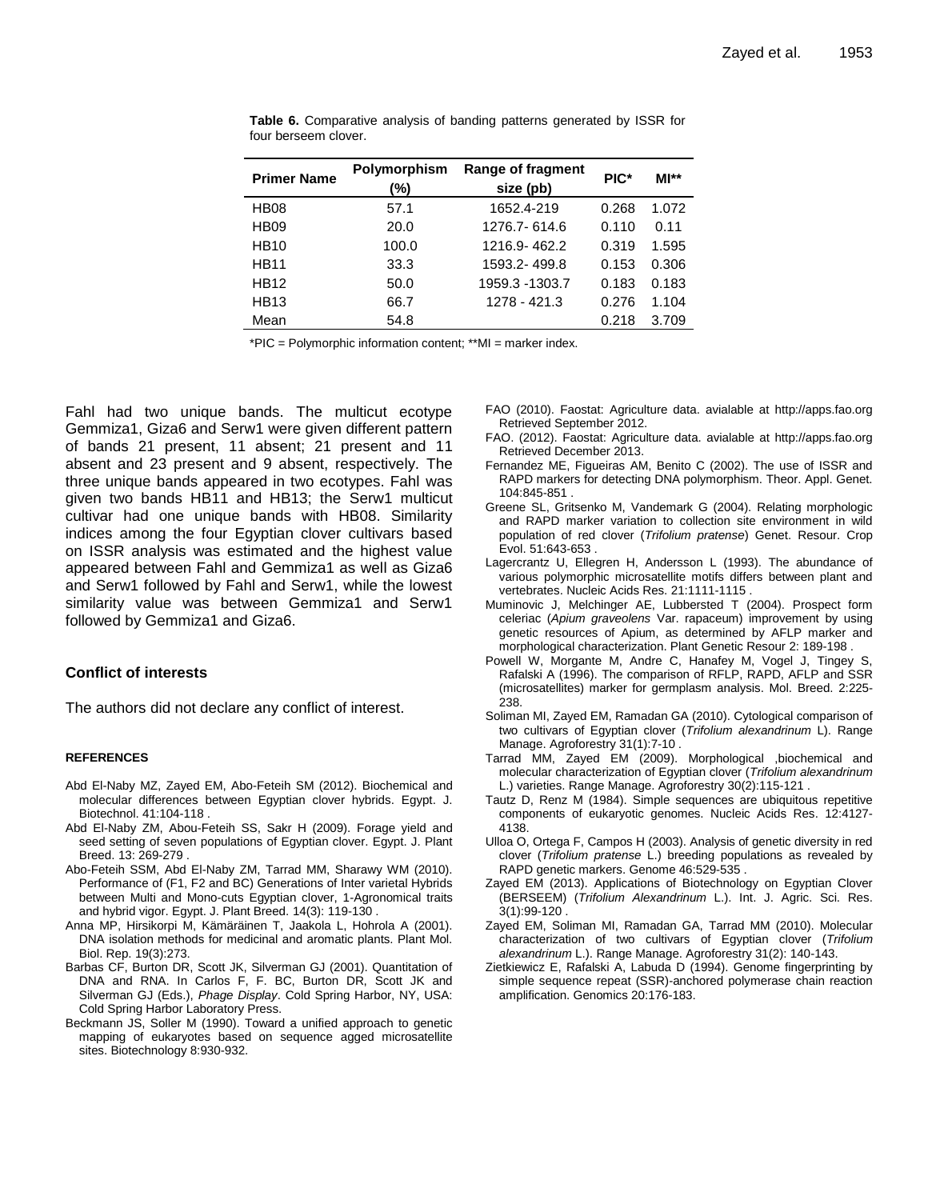**Table 6.** Comparative analysis of banding patterns generated by ISSR for four berseem clover.

| Primer Name | Polymorphism (%) | Range of fragment size (pb) | PIC* | MI** |
|---|---|---|---|---|
| HB08 | 57.1 | 1652.4-219 | 0.268 | 1.072 |
| HB09 | 20.0 | 1276.7- 614.6 | 0.110 | 0.11 |
| HB10 | 100.0 | 1216.9- 462.2 | 0.319 | 1.595 |
| HB11 | 33.3 | 1593.2- 499.8 | 0.153 | 0.306 |
| HB12 | 50.0 | 1959.3 -1303.7 | 0.183 | 0.183 |
| HB13 | 66.7 | 1278 - 421.3 | 0.276 | 1.104 |
| Mean | 54.8 | | 0.218 | 3.709 |

*PIC = Polymorphic information content; **MI = marker index.

Fahl had two unique bands. The multicut ecotype Gemmiza1, Giza6 and Serw1 were given different pattern of bands 21 present, 11 absent; 21 present and 11 absent and 23 present and 9 absent, respectively. The three unique bands appeared in two ecotypes. Fahl was given two bands HB11 and HB13; the Serw1 multicut cultivar had one unique bands with HB08. Similarity indices among the four Egyptian clover cultivars based on ISSR analysis was estimated and the highest value appeared between Fahl and Gemmiza1 as well as Giza6 and Serw1 followed by Fahl and Serw1, while the lowest similarity value was between Gemmiza1 and Serw1 followed by Gemmiza1 and Giza6.

## Conflict of interests

The authors did not declare any conflict of interest.

## REFERENCES

- Abd El-Naby MZ, Zayed EM, Abo-Feteih SM (2012). Biochemical and molecular differences between Egyptian clover hybrids. Egypt. J. Biotechnol. 41:104-118 .
- Abd El-Naby ZM, Abou-Feteih SS, Sakr H (2009). Forage yield and seed setting of seven populations of Egyptian clover. Egypt. J. Plant Breed. 13: 269-279 .
- Abo-Feteih SSM, Abd El-Naby ZM, Tarrad MM, Sharawy WM (2010). Performance of (F1, F2 and BC) Generations of Inter varietal Hybrids between Multi and Mono-cuts Egyptian clover, 1-Agronomical traits and hybrid vigor. Egypt. J. Plant Breed. 14(3): 119-130 .
- Anna MP, Hirsikorpi M, Kämäräinen T, Jaakola L, Hohrola A (2001). DNA isolation methods for medicinal and aromatic plants. Plant Mol. Biol. Rep. 19(3):273.
- Barbas CF, Burton DR, Scott JK, Silverman GJ (2001). Quantitation of DNA and RNA. In Carlos F, F. BC, Burton DR, Scott JK and Silverman GJ (Eds.), *Phage Display*. Cold Spring Harbor, NY, USA: Cold Spring Harbor Laboratory Press.
- Beckmann JS, Soller M (1990). Toward a unified approach to genetic mapping of eukaryotes based on sequence agged microsatellite sites. Biotechnology 8:930-932.
- FAO (2010). Faostat: Agriculture data. avialable at http://apps.fao.org Retrieved September 2012.
- FAO. (2012). Faostat: Agriculture data. avialable at http://apps.fao.org Retrieved December 2013.
- Fernandez ME, Figueiras AM, Benito C (2002). The use of ISSR and RAPD markers for detecting DNA polymorphism. Theor. Appl. Genet. 104:845-851 .
- Greene SL, Gritsenko M, Vandemark G (2004). Relating morphologic and RAPD marker variation to collection site environment in wild population of red clover (*Trifolium pratense*) Genet. Resour. Crop Evol. 51:643-653 .
- Lagercrantz U, Ellegren H, Andersson L (1993). The abundance of various polymorphic microsatellite motifs differs between plant and vertebrates. Nucleic Acids Res. 21:1111-1115 .
- Muminovic J, Melchinger AE, Lubbersted T (2004). Prospect form celeriac (*Apium graveolens* Var. rapaceum) improvement by using genetic resources of Apium, as determined by AFLP marker and morphological characterization. Plant Genetic Resour 2: 189-198 .
- Powell W, Morgante M, Andre C, Hanafey M, Vogel J, Tingey S, Rafalski A (1996). The comparison of RFLP, RAPD, AFLP and SSR (microsatellites) marker for germplasm analysis. Mol. Breed. 2:225-238.
- Soliman MI, Zayed EM, Ramadan GA (2010). Cytological comparison of two cultivars of Egyptian clover (*Trifolium alexandrinum* L). Range Manage. Agroforestry 31(1):7-10 .
- Tarrad MM, Zayed EM (2009). Morphological ,biochemical and molecular characterization of Egyptian clover (*Trifolium alexandrinum* L.) varieties. Range Manage. Agroforestry 30(2):115-121 .
- Tautz D, Renz M (1984). Simple sequences are ubiquitous repetitive components of eukaryotic genomes. Nucleic Acids Res. 12:4127-4138.
- Ulloa O, Ortega F, Campos H (2003). Analysis of genetic diversity in red clover (*Trifolium pratense* L.) breeding populations as revealed by RAPD genetic markers. Genome 46:529-535 .
- Zayed EM (2013). Applications of Biotechnology on Egyptian Clover (BERSEEM) (*Trifolium Alexandrinum* L.). Int. J. Agric. Sci. Res. 3(1):99-120 .
- Zayed EM, Soliman MI, Ramadan GA, Tarrad MM (2010). Molecular characterization of two cultivars of Egyptian clover (*Trifolium alexandrinum* L.). Range Manage. Agroforestry 31(2): 140-143.
- Zietkiewicz E, Rafalski A, Labuda D (1994). Genome fingerprinting by simple sequence repeat (SSR)-anchored polymerase chain reaction amplification. Genomics 20:176-183.